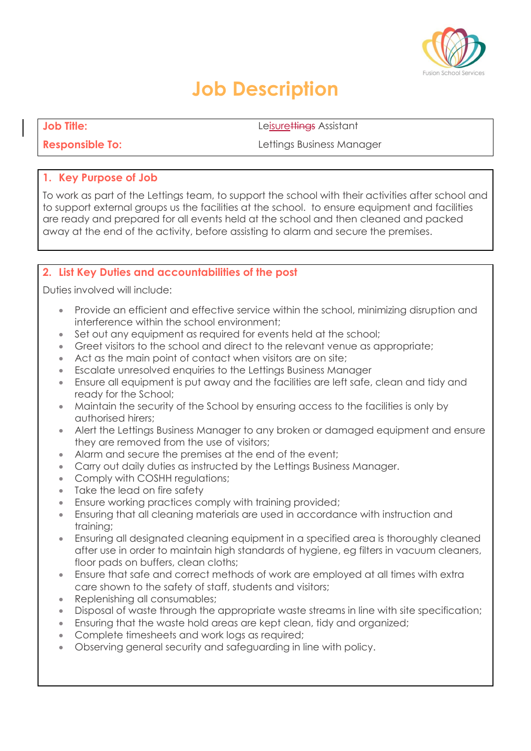Fusion School Services

# Job Description

| Job Title: | Leisure~~ttings~~ Assistant |
|---|---|
| **Responsible To:** | Lettings Business Manager |

## 1. Key Purpose of Job

To work as part of the Lettings team, to support the school with their activities after school and to support external groups us the facilities at the school. to ensure equipment and facilities are ready and prepared for all events held at the school and then cleaned and packed away at the end of the activity, before assisting to alarm and secure the premises.

## 2. List Key Duties and accountabilities of the post

Duties involved will include:

- Provide an efficient and effective service within the school, minimizing disruption and interference within the school environment;
- Set out any equipment as required for events held at the school;
- Greet visitors to the school and direct to the relevant venue as appropriate;
- Act as the main point of contact when visitors are on site;
- Escalate unresolved enquiries to the Lettings Business Manager
- Ensure all equipment is put away and the facilities are left safe, clean and tidy and ready for the School;
- Maintain the security of the School by ensuring access to the facilities is only by authorised hirers;
- Alert the Lettings Business Manager to any broken or damaged equipment and ensure they are removed from the use of visitors;
- Alarm and secure the premises at the end of the event;
- Carry out daily duties as instructed by the Lettings Business Manager.
- Comply with COSHH regulations;
- Take the lead on fire safety
- Ensure working practices comply with training provided;
- Ensuring that all cleaning materials are used in accordance with instruction and training;
- Ensuring all designated cleaning equipment in a specified area is thoroughly cleaned after use in order to maintain high standards of hygiene, eg filters in vacuum cleaners, floor pads on buffers, clean cloths;
- Ensure that safe and correct methods of work are employed at all times with extra care shown to the safety of staff, students and visitors;
- Replenishing all consumables;
- Disposal of waste through the appropriate waste streams in line with site specification;
- Ensuring that the waste hold areas are kept clean, tidy and organized;
- Complete timesheets and work logs as required;
- Observing general security and safeguarding in line with policy.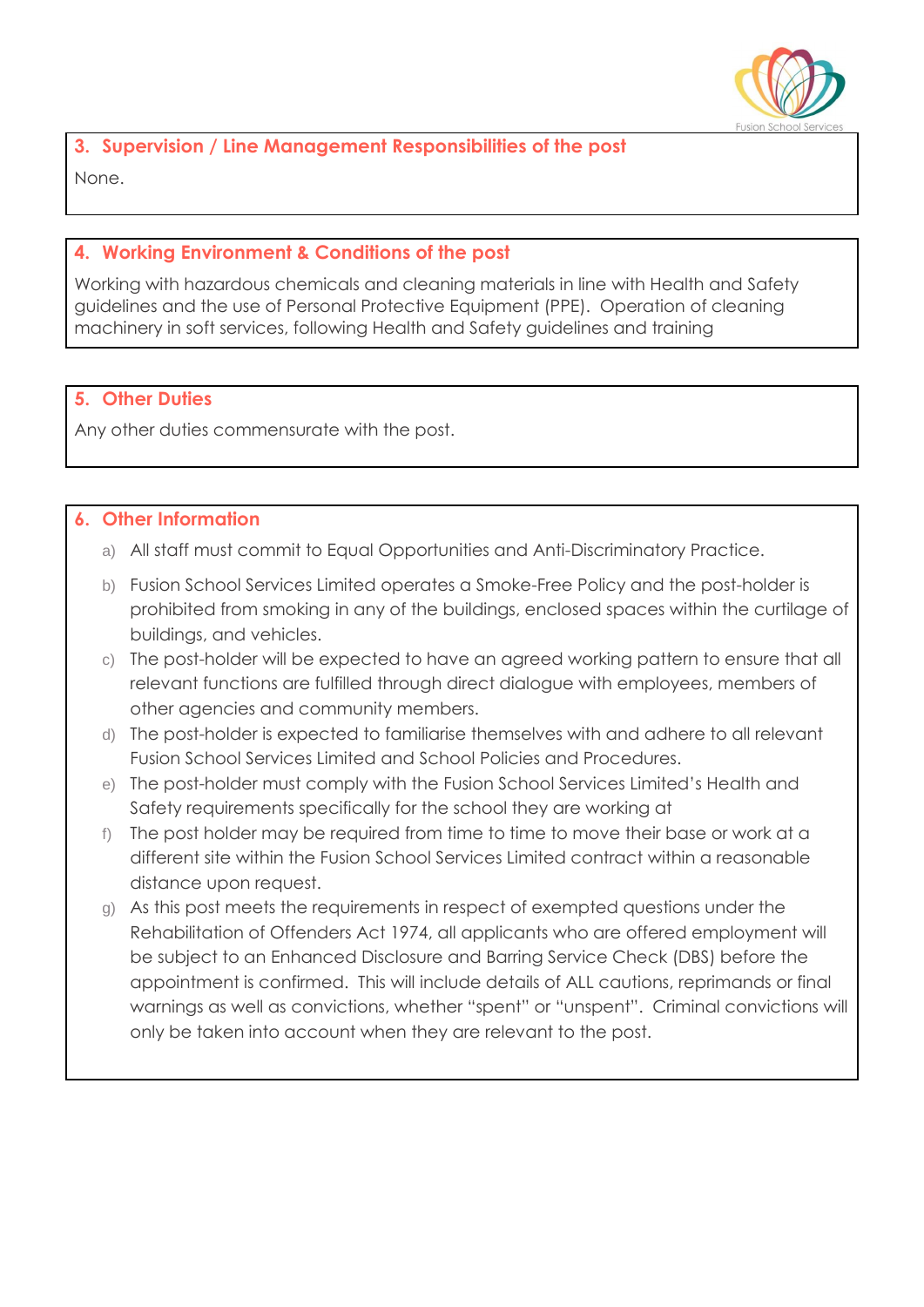## 3. Supervision / Line Management Responsibilities of the post

None.

## 4. Working Environment & Conditions of the post

Working with hazardous chemicals and cleaning materials in line with Health and Safety guidelines and the use of Personal Protective Equipment (PPE). Operation of cleaning machinery in soft services, following Health and Safety guidelines and training

## 5. Other Duties

Any other duties commensurate with the post.

## 6. Other Information

a) All staff must commit to Equal Opportunities and Anti-Discriminatory Practice.

b) Fusion School Services Limited operates a Smoke-Free Policy and the post-holder is prohibited from smoking in any of the buildings, enclosed spaces within the curtilage of buildings, and vehicles.

c) The post-holder will be expected to have an agreed working pattern to ensure that all relevant functions are fulfilled through direct dialogue with employees, members of other agencies and community members.

d) The post-holder is expected to familiarise themselves with and adhere to all relevant Fusion School Services Limited and School Policies and Procedures.

e) The post-holder must comply with the Fusion School Services Limited's Health and Safety requirements specifically for the school they are working at

f) The post holder may be required from time to time to move their base or work at a different site within the Fusion School Services Limited contract within a reasonable distance upon request.

g) As this post meets the requirements in respect of exempted questions under the Rehabilitation of Offenders Act 1974, all applicants who are offered employment will be subject to an Enhanced Disclosure and Barring Service Check (DBS) before the appointment is confirmed. This will include details of ALL cautions, reprimands or final warnings as well as convictions, whether "spent" or "unspent". Criminal convictions will only be taken into account when they are relevant to the post.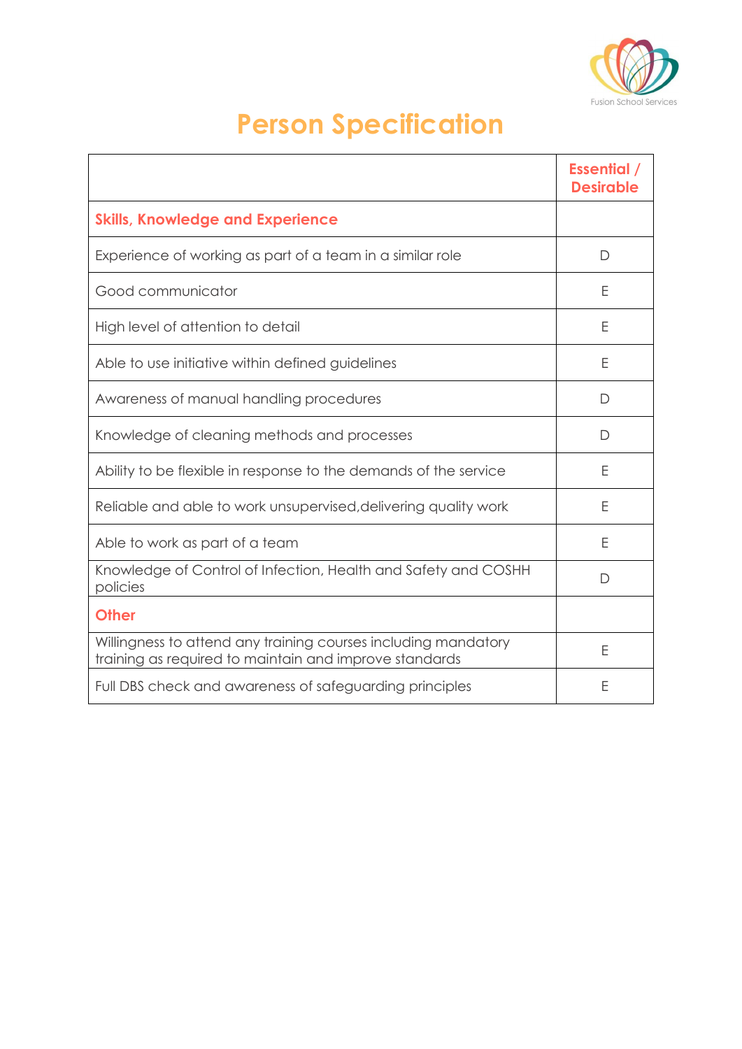# Person Specification

| | Essential / Desirable |
|---|---|
| **Skills, Knowledge and Experience** | |
| Experience of working as part of a team in a similar role | D |
| Good communicator | E |
| High level of attention to detail | E |
| Able to use initiative within defined guidelines | E |
| Awareness of manual handling procedures | D |
| Knowledge of cleaning methods and processes | D |
| Ability to be flexible in response to the demands of the service | E |
| Reliable and able to work unsupervised,delivering quality work | E |
| Able to work as part of a team | E |
| Knowledge of Control of Infection, Health and Safety and COSHH policies | D |
| **Other** | |
| Willingness to attend any training courses including mandatory training as required to maintain and improve standards | E |
| Full DBS check and awareness of safeguarding principles | E |